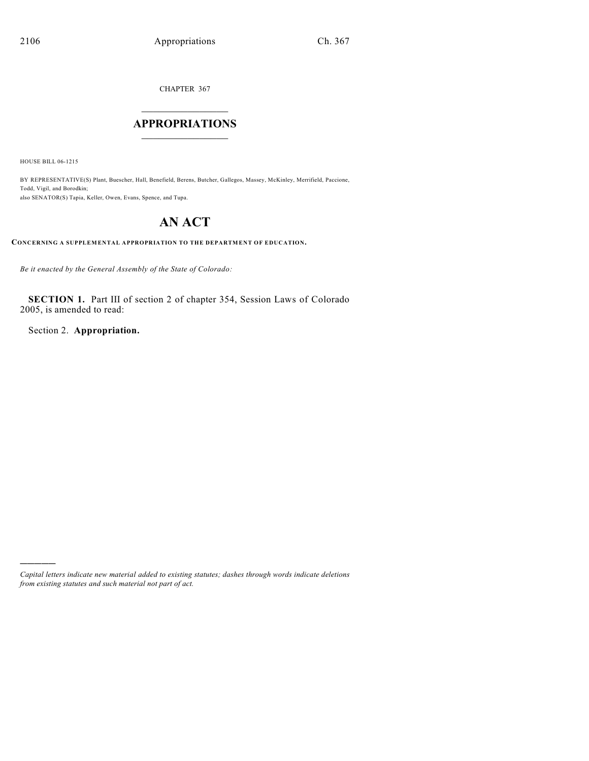CHAPTER 367

# APPROPRIATIONS

HOUSE BILL 06-1215

BY REPRESENTATIVE(S) Plant, Buescher, Hall, Benefield, Berens, Butcher, Gallegos, Massey, McKinley, Merrifield, Paccione, Todd, Vigil, and Borodkin;
also SENATOR(S) Tapia, Keller, Owen, Evans, Spence, and Tupa.

# AN ACT

**CONCERNING A SUPPLEMENTAL APPROPRIATION TO THE DEPARTMENT OF EDUCATION.**

*Be it enacted by the General Assembly of the State of Colorado:*

**SECTION 1.** Part III of section 2 of chapter 354, Session Laws of Colorado 2005, is amended to read:

Section 2. **Appropriation.**

*Capital letters indicate new material added to existing statutes; dashes through words indicate deletions from existing statutes and such material not part of act.*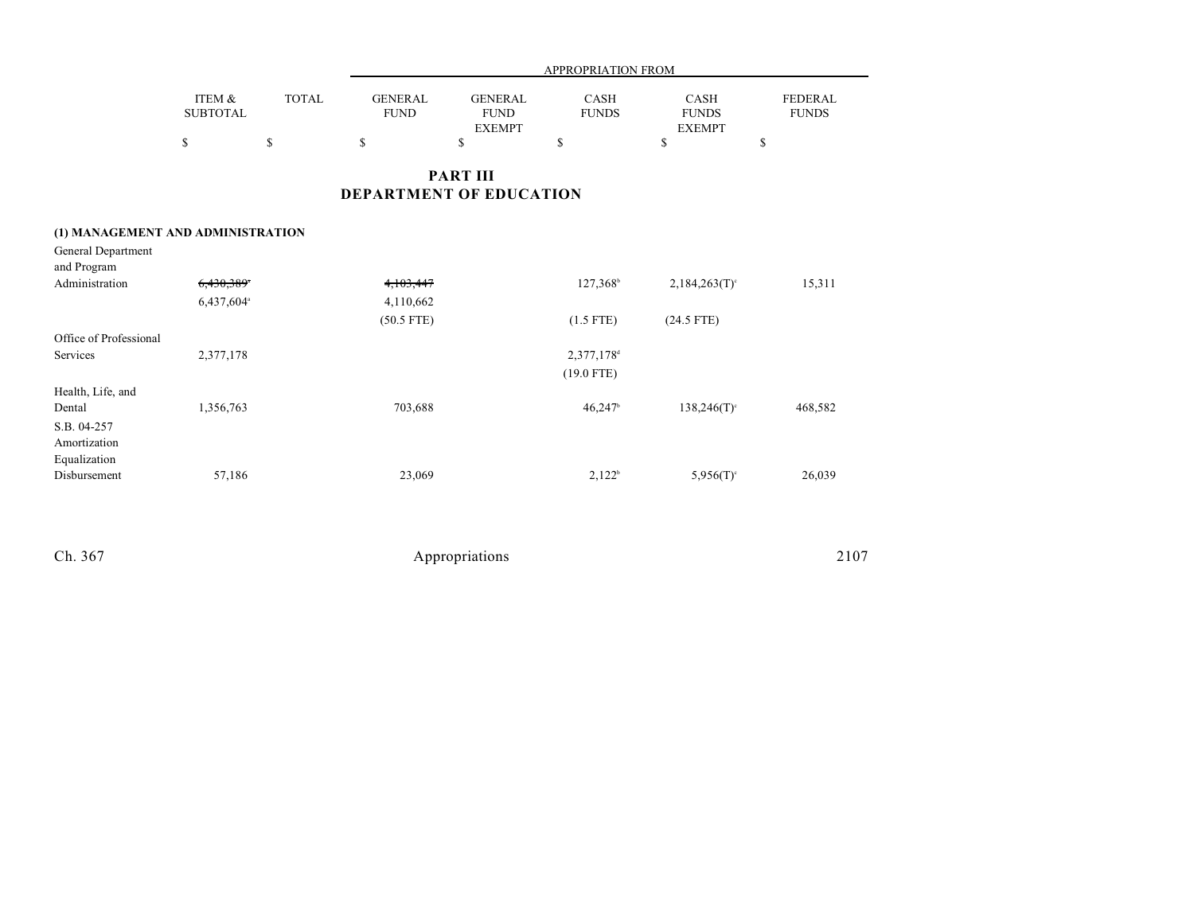| | ITEM & SUBTOTAL | TOTAL | GENERAL FUND | GENERAL FUND EXEMPT | CASH FUNDS | CASH FUNDS EXEMPT | FEDERAL FUNDS |
|---|---|---|---|---|---|---|---|
| | | | APPROPRIATION FROM | | | | |
| | $ | $ | $ | $ | $ | $ | $ |

## PART III
## DEPARTMENT OF EDUCATION

| | ITEM & SUBTOTAL | TOTAL | GENERAL FUND | GENERAL FUND EXEMPT | CASH FUNDS | CASH FUNDS EXEMPT | FEDERAL FUNDS |
|---|---|---|---|---|---|---|---|
| **(1) MANAGEMENT AND ADMINISTRATION** | | | | | | | |
| General Department and Program Administration | ~~6,430,389~~[a] | | ~~4,103,447~~ | | 127,368[b] | 2,184,263(T)[c] | 15,311 |
| | 6,437,604[a] | | 4,110,662 | | | | |
| | | | (50.5 FTE) | | (1.5 FTE) | (24.5 FTE) | |
| Office of Professional Services | 2,377,178 | | | | 2,377,178[d] | | |
| | | | | | (19.0 FTE) | | |
| Health, Life, and Dental | 1,356,763 | | 703,688 | | 46,247[b] | 138,246(T)[c] | 468,582 |
| S.B. 04-257 Amortization Equalization Disbursement | 57,186 | | 23,069 | | 2,122[b] | 5,956(T)[c] | 26,039 |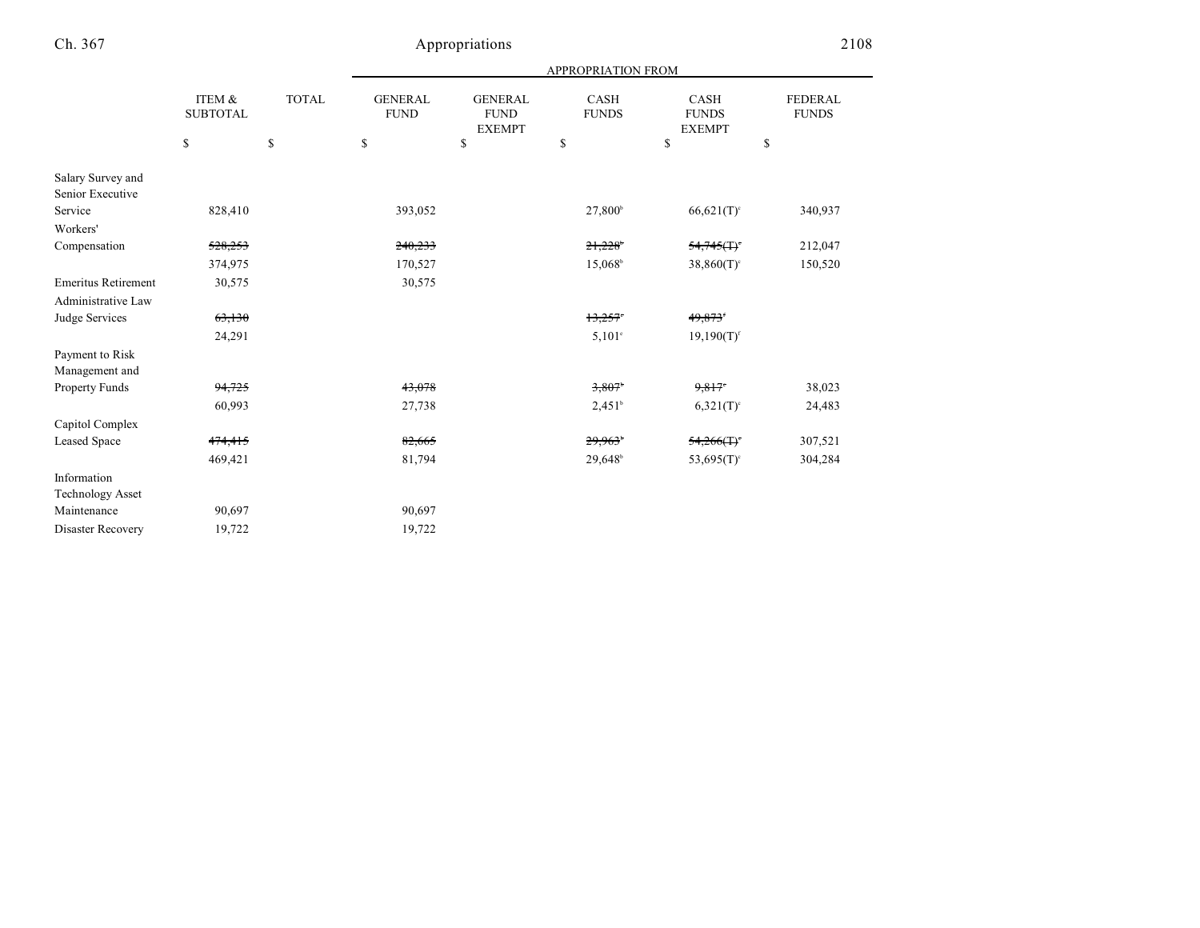| | ITEM & SUBTOTAL | TOTAL | APPROPRIATION FROM GENERAL FUND | GENERAL FUND EXEMPT | CASH FUNDS | CASH FUNDS EXEMPT | FEDERAL FUNDS |
|---|---|---|---|---|---|---|---|
| | $ | $ | $ | $ | $ | $ | $ |
| Salary Survey and Senior Executive Service | 828,410 | | 393,052 | | 27,800[b] | 66,621(T)[c] | 340,937 |
| Workers' Compensation | ~~528,253~~ | | ~~240,233~~ | | ~~21,228~~[b] | ~~54,745(T)~~[c] | 212,047 |
| | 374,975 | | 170,527 | | 15,068[b] | 38,860(T)[c] | 150,520 |
| Emeritus Retirement | 30,575 | | 30,575 | | | | |
| Administrative Law Judge Services | ~~63,130~~ | | | | ~~13,257~~[e] | ~~49,873~~[f] | |
| | 24,291 | | | | 5,101[e] | 19,190(T)[f] | |
| Payment to Risk Management and Property Funds | ~~94,725~~ | | ~~43,078~~ | | ~~3,807~~[b] | ~~9,817~~[c] | 38,023 |
| | 60,993 | | 27,738 | | 2,451[b] | 6,321(T)[c] | 24,483 |
| Capitol Complex Leased Space | ~~474,415~~ | | ~~82,665~~ | | ~~29,963~~[b] | ~~54,266(T)~~[c] | 307,521 |
| | 469,421 | | 81,794 | | 29,648[b] | 53,695(T)[c] | 304,284 |
| Information Technology Asset Maintenance | 90,697 | | 90,697 | | | | |
| Disaster Recovery | 19,722 | | 19,722 | | | | |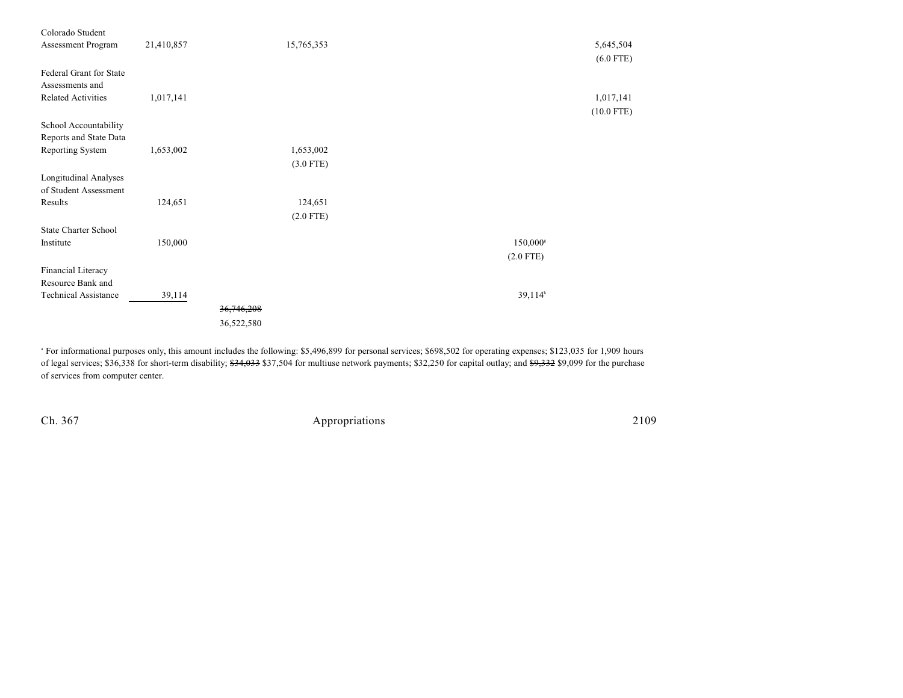| | | | | | | |
|---|---|---|---|---|---|---|
| Colorado Student Assessment Program | 21,410,857 | | 15,765,353 | | | 5,645,504 (6.0 FTE) |
| Federal Grant for State Assessments and Related Activities | 1,017,141 | | | | | 1,017,141 (10.0 FTE) |
| School Accountability Reports and State Data Reporting System | 1,653,002 | | 1,653,002 (3.0 FTE) | | | |
| Longitudinal Analyses of Student Assessment Results | 124,651 | | 124,651 (2.0 FTE) | | | |
| State Charter School Institute | 150,000 | | | | 150,000[g] (2.0 FTE) | |
| Financial Literacy Resource Bank and Technical Assistance | 39,114 | | | | 39,114[h] | |
| | | ~~36,746,208~~ 36,522,580 | | | | |

[a] For informational purposes only, this amount includes the following: $5,496,899 for personal services; $698,502 for operating expenses; $123,035 for 1,909 hours of legal services; $36,338 for short-term disability; ~~$34,033~~ $37,504 for multiuse network payments; $32,250 for capital outlay; and ~~$9,332~~ $9,099 for the purchase of services from computer center.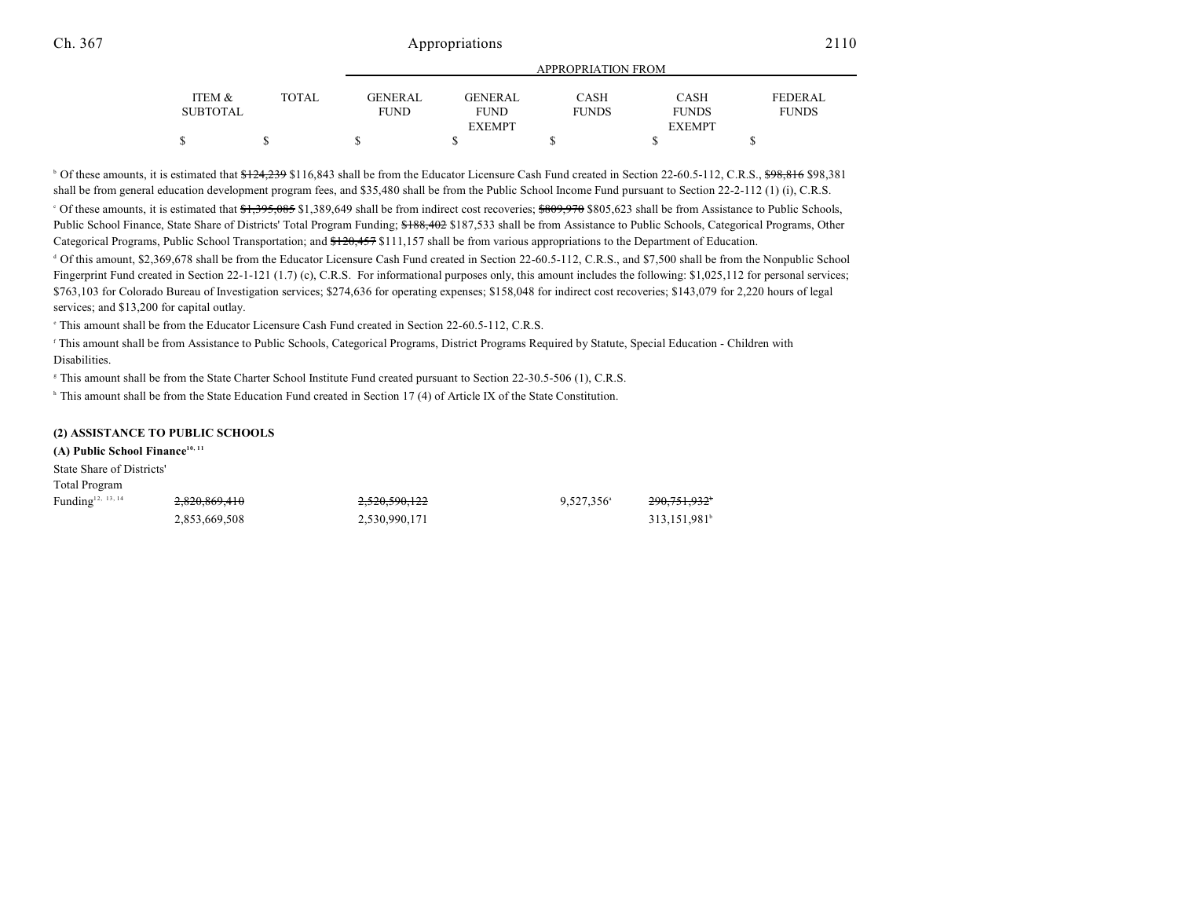| ITEM & SUBTOTAL | TOTAL | APPROPRIATION FROM GENERAL FUND | GENERAL FUND EXEMPT | CASH FUNDS | CASH FUNDS EXEMPT | FEDERAL FUNDS |
|---|---|---|---|---|---|---|
| $ | $ | $ | $ | $ | $ | $ |

[b] Of these amounts, it is estimated that ~~$124,239~~ $116,843 shall be from the Educator Licensure Cash Fund created in Section 22-60.5-112, C.R.S., ~~$98,816~~ $98,381 shall be from general education development program fees, and $35,480 shall be from the Public School Income Fund pursuant to Section 22-2-112 (1) (i), C.R.S.

[c] Of these amounts, it is estimated that ~~$1,395,085~~ $1,389,649 shall be from indirect cost recoveries; ~~$809,970~~ $805,623 shall be from Assistance to Public Schools, Public School Finance, State Share of Districts' Total Program Funding; ~~$188,402~~ $187,533 shall be from Assistance to Public Schools, Categorical Programs, Other Categorical Programs, Public School Transportation; and ~~$120,457~~ $111,157 shall be from various appropriations to the Department of Education.

[d] Of this amount, $2,369,678 shall be from the Educator Licensure Cash Fund created in Section 22-60.5-112, C.R.S., and $7,500 shall be from the Nonpublic School Fingerprint Fund created in Section 22-1-121 (1.7) (c), C.R.S. For informational purposes only, this amount includes the following: $1,025,112 for personal services; $763,103 for Colorado Bureau of Investigation services; $274,636 for operating expenses; $158,048 for indirect cost recoveries; $143,079 for 2,220 hours of legal services; and $13,200 for capital outlay.

[e] This amount shall be from the Educator Licensure Cash Fund created in Section 22-60.5-112, C.R.S.

[f] This amount shall be from Assistance to Public Schools, Categorical Programs, District Programs Required by Statute, Special Education - Children with Disabilities.

[g] This amount shall be from the State Charter School Institute Fund created pursuant to Section 22-30.5-506 (1), C.R.S.

[h] This amount shall be from the State Education Fund created in Section 17 (4) of Article IX of the State Constitution.

**(2) ASSISTANCE TO PUBLIC SCHOOLS**

**(A) Public School Finance[10, 11]**

| | ITEM & SUBTOTAL | TOTAL | GENERAL FUND | GENERAL FUND EXEMPT | CASH FUNDS | CASH FUNDS EXEMPT | FEDERAL FUNDS |
|---|---|---|---|---|---|---|---|
| State Share of Districts' Total Program Funding[12, 13, 14] | ~~2,820,869,410~~ | | ~~2,520,590,122~~ | | 9,527,356[a] | ~~290,751,932~~[b] | |
| | 2,853,669,508 | | 2,530,990,171 | | | 313,151,981[b] | |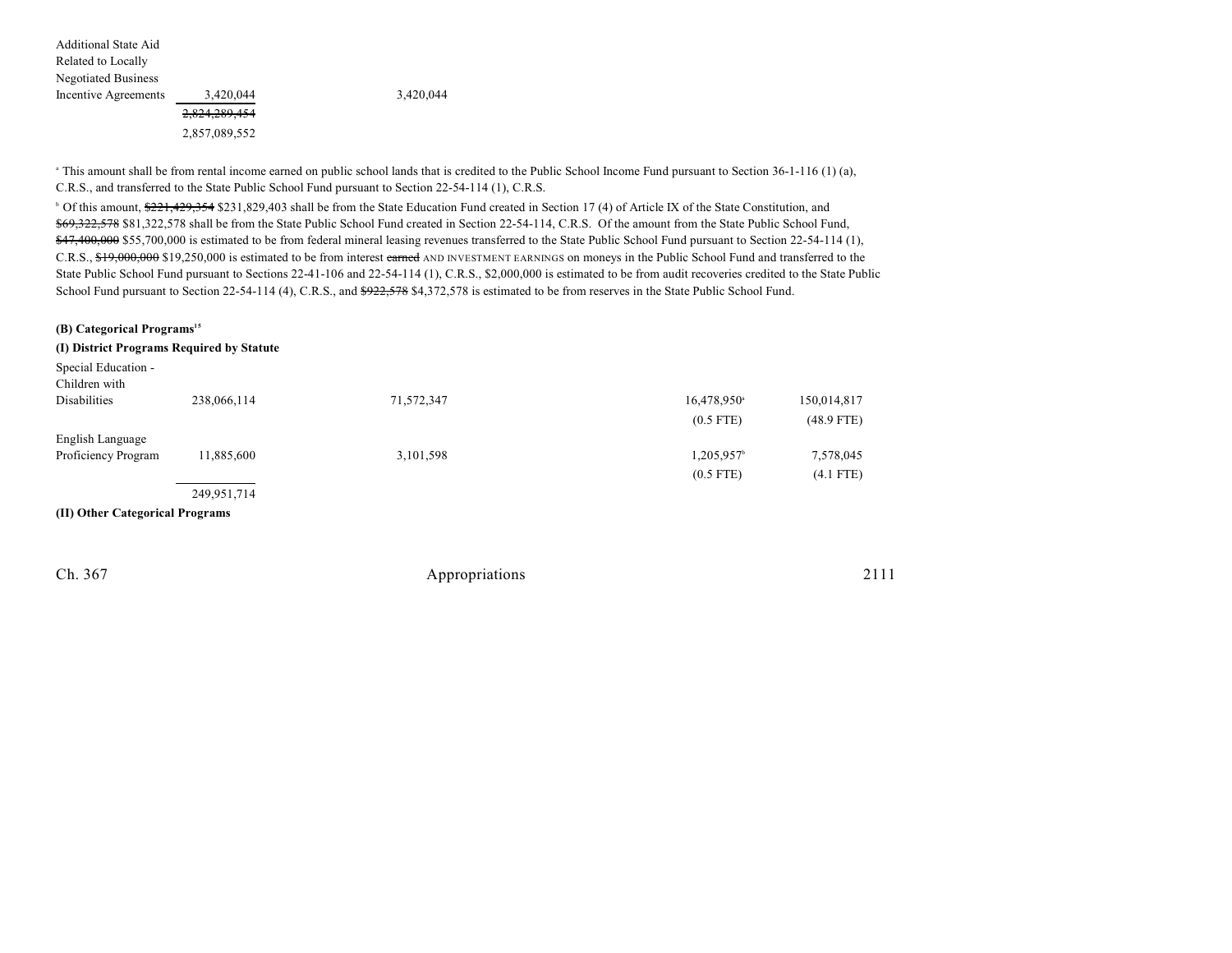| | | | | | |
|---|---|---|---|---|---|
| Additional State Aid Related to Locally Negotiated Business Incentive Agreements | 3,420,044 | 3,420,044 | | | |
| | ~~2,824,289,454~~ | | | | |
| | 2,857,089,552 | | | | |

[a] This amount shall be from rental income earned on public school lands that is credited to the Public School Income Fund pursuant to Section 36-1-116 (1) (a), C.R.S., and transferred to the State Public School Fund pursuant to Section 22-54-114 (1), C.R.S.

[b] Of this amount, ~~$221,429,354~~ $231,829,403 shall be from the State Education Fund created in Section 17 (4) of Article IX of the State Constitution, and ~~$69,322,578~~ $81,322,578 shall be from the State Public School Fund created in Section 22-54-114, C.R.S. Of the amount from the State Public School Fund, ~~$47,400,000~~ $55,700,000 is estimated to be from federal mineral leasing revenues transferred to the State Public School Fund pursuant to Section 22-54-114 (1), C.R.S., ~~$19,000,000~~ $19,250,000 is estimated to be from interest ~~earned~~ AND INVESTMENT EARNINGS on moneys in the Public School Fund and transferred to the State Public School Fund pursuant to Sections 22-41-106 and 22-54-114 (1), C.R.S., $2,000,000 is estimated to be from audit recoveries credited to the State Public School Fund pursuant to Section 22-54-114 (4), C.R.S., and ~~$922,578~~ $4,372,578 is estimated to be from reserves in the State Public School Fund.

**(B) Categorical Programs[15]**

**(I) District Programs Required by Statute**

| | | | | | |
|---|---|---|---|---|---|
| Special Education - Children with Disabilities | 238,066,114 | 71,572,347 | | 16,478,950[a] | 150,014,817 |
| | | | | (0.5 FTE) | (48.9 FTE) |
| English Language Proficiency Program | 11,885,600 | 3,101,598 | | 1,205,957[b] | 7,578,045 |
| | | | | (0.5 FTE) | (4.1 FTE) |
| | 249,951,714 | | | | |

**(II) Other Categorical Programs**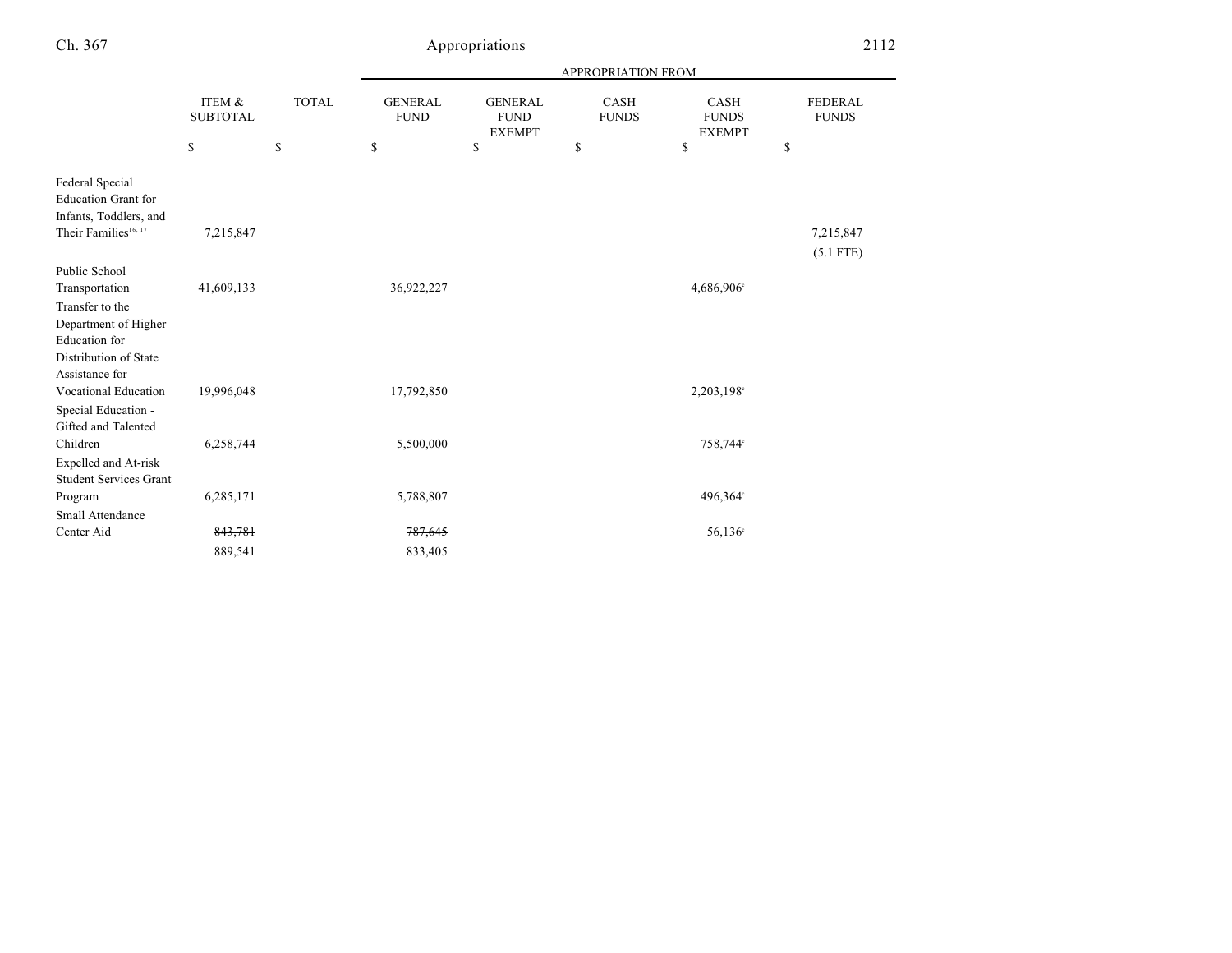| | ITEM & SUBTOTAL | TOTAL | GENERAL FUND | GENERAL FUND EXEMPT | CASH FUNDS | CASH FUNDS EXEMPT | FEDERAL FUNDS |
|---|---|---|---|---|---|---|---|
| | | | APPROPRIATION FROM | | | | |
| | $ | $ | $ | $ | $ | $ | $ |
| Federal Special Education Grant for Infants, Toddlers, and Their Families[16, 17] | 7,215,847 | | | | | | 7,215,847<br>(5.1 FTE) |
| Public School Transportation | 41,609,133 | | 36,922,227 | | | 4,686,906[c] | |
| Transfer to the Department of Higher Education for Distribution of State Assistance for Vocational Education | 19,996,048 | | 17,792,850 | | | 2,203,198[c] | |
| Special Education - Gifted and Talented Children | 6,258,744 | | 5,500,000 | | | 758,744[c] | |
| Expelled and At-risk Student Services Grant Program | 6,285,171 | | 5,788,807 | | | 496,364[c] | |
| Small Attendance Center Aid | ~~843,781~~<br>889,541 | | ~~787,645~~<br>833,405 | | | 56,136[c] | |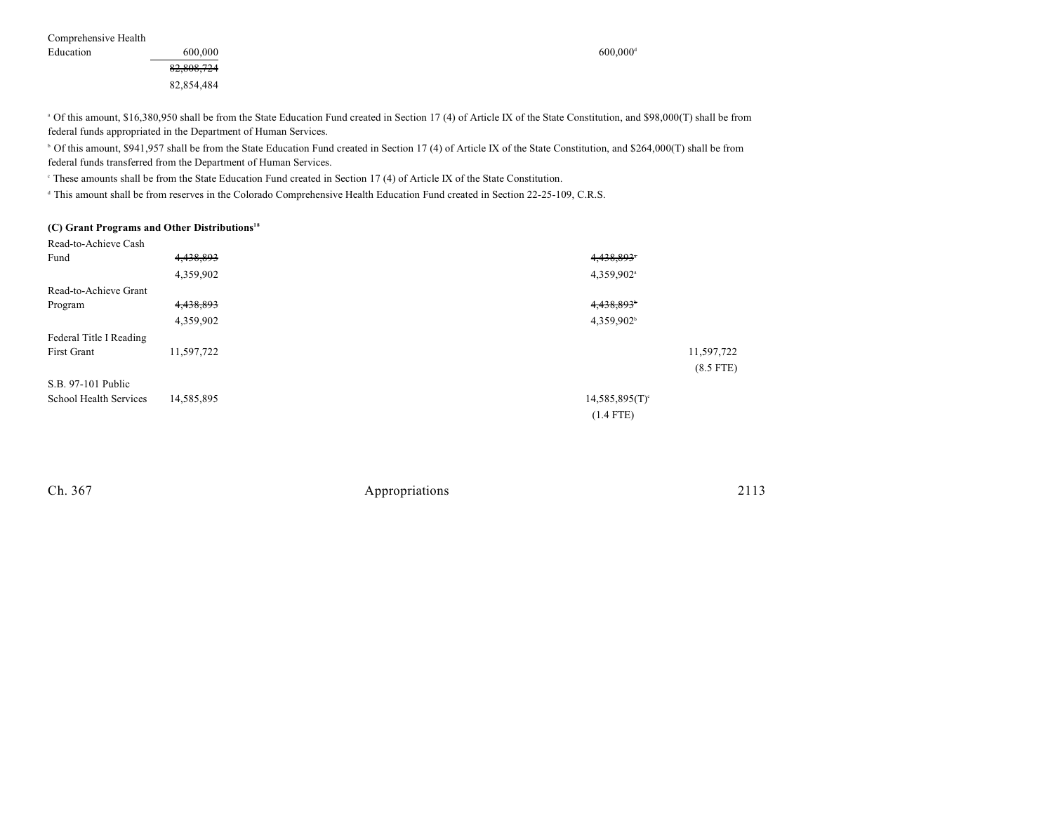| | | | | | |
|---|---|---|---|---|---|
| Comprehensive Health Education | 600,000 | | | 600,000[d] | |
| | ~~82,808,724~~ | | | | |
| | 82,854,484 | | | | |

[a] Of this amount, $16,380,950 shall be from the State Education Fund created in Section 17 (4) of Article IX of the State Constitution, and $98,000(T) shall be from federal funds appropriated in the Department of Human Services.

[b] Of this amount, $941,957 shall be from the State Education Fund created in Section 17 (4) of Article IX of the State Constitution, and $264,000(T) shall be from federal funds transferred from the Department of Human Services.

[c] These amounts shall be from the State Education Fund created in Section 17 (4) of Article IX of the State Constitution.

[d] This amount shall be from reserves in the Colorado Comprehensive Health Education Fund created in Section 22-25-109, C.R.S.

**(C) Grant Programs and Other Distributions[18]**

| | | | | | |
|---|---|---|---|---|---|
| Read-to-Achieve Cash Fund | ~~4,438,893~~ | | | ~~4,438,893[a]~~ | |
| | 4,359,902 | | | 4,359,902[a] | |
| Read-to-Achieve Grant Program | ~~4,438,893~~ | | | ~~4,438,893[b]~~ | |
| | 4,359,902 | | | 4,359,902[b] | |
| Federal Title I Reading First Grant | 11,597,722 | | | | 11,597,722 |
| | | | | | (8.5 FTE) |
| S.B. 97-101 Public School Health Services | 14,585,895 | | | 14,585,895(T)[c] | |
| | | | | (1.4 FTE) | |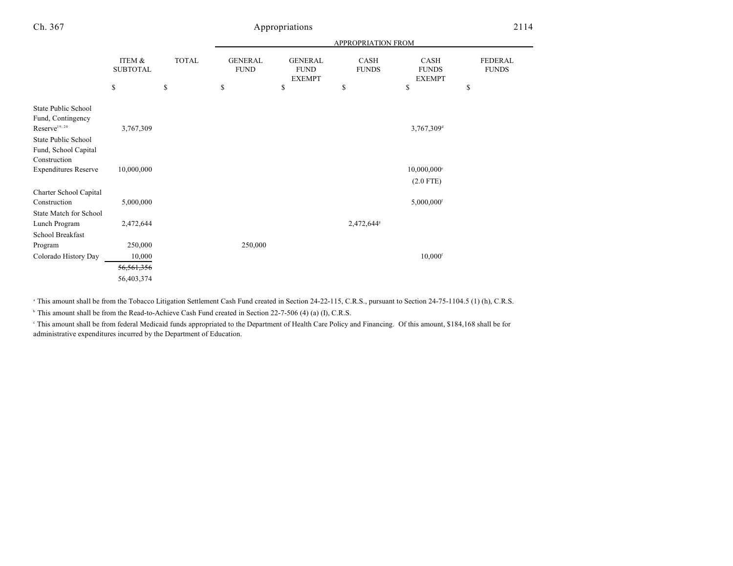| | ITEM & SUBTOTAL | TOTAL | GENERAL FUND | GENERAL FUND EXEMPT | CASH FUNDS | CASH FUNDS EXEMPT | FEDERAL FUNDS |
|---|---|---|---|---|---|---|---|
| | | | APPROPRIATION FROM | | | | |
| | $ | $ | $ | $ | $ | $ | $ |
| State Public School Fund, Contingency Reserve[19, 20] | 3,767,309 | | | | | 3,767,309[d] | |
| State Public School Fund, School Capital Construction Expenditures Reserve | 10,000,000 | | | | | 10,000,000[e] (2.0 FTE) | |
| Charter School Capital Construction | 5,000,000 | | | | | 5,000,000[f] | |
| State Match for School Lunch Program | 2,472,644 | | | | 2,472,644[g] | | |
| School Breakfast Program | 250,000 | | 250,000 | | | | |
| Colorado History Day | 10,000 | | | | | 10,000[f] | |
| | ~~56,561,356~~ 56,403,374 | | | | | | |

[a] This amount shall be from the Tobacco Litigation Settlement Cash Fund created in Section 24-22-115, C.R.S., pursuant to Section 24-75-1104.5 (1) (h), C.R.S.

[b] This amount shall be from the Read-to-Achieve Cash Fund created in Section 22-7-506 (4) (a) (I), C.R.S.

[c] This amount shall be from federal Medicaid funds appropriated to the Department of Health Care Policy and Financing. Of this amount, $184,168 shall be for administrative expenditures incurred by the Department of Education.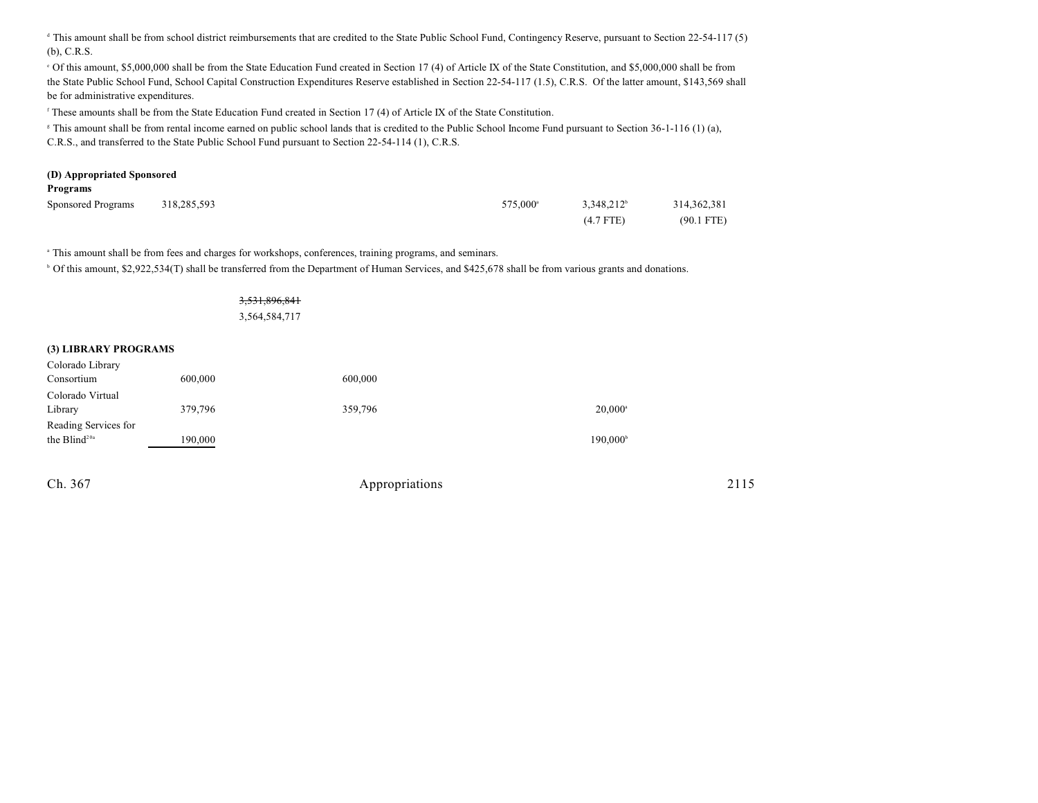[d] This amount shall be from school district reimbursements that are credited to the State Public School Fund, Contingency Reserve, pursuant to Section 22-54-117 (5) (b), C.R.S.

[e] Of this amount, $5,000,000 shall be from the State Education Fund created in Section 17 (4) of Article IX of the State Constitution, and $5,000,000 shall be from the State Public School Fund, School Capital Construction Expenditures Reserve established in Section 22-54-117 (1.5), C.R.S. Of the latter amount, $143,569 shall be for administrative expenditures.

[f] These amounts shall be from the State Education Fund created in Section 17 (4) of Article IX of the State Constitution.

[g] This amount shall be from rental income earned on public school lands that is credited to the Public School Income Fund pursuant to Section 36-1-116 (1) (a), C.R.S., and transferred to the State Public School Fund pursuant to Section 22-54-114 (1), C.R.S.

**(D) Appropriated Sponsored Programs**

| | | | | | | |
|---|---|---|---|---|---|---|
| Sponsored Programs | 318,285,593 | | | 575,000[a] | 3,348,212[b] | 314,362,381 |
| | | | | | (4.7 FTE) | (90.1 FTE) |

[a] This amount shall be from fees and charges for workshops, conferences, training programs, and seminars.

[b] Of this amount, $2,922,534(T) shall be transferred from the Department of Human Services, and $425,678 shall be from various grants and donations.

~~3,531,896,841~~
3,564,584,717

**(3) LIBRARY PROGRAMS**

| | | | | | | |
|---|---|---|---|---|---|---|
| Colorado Library Consortium | 600,000 | | 600,000 | | | |
| Colorado Virtual Library | 379,796 | | 359,796 | | 20,000[a] | |
| Reading Services for the Blind[20a] | 190,000 | | | | 190,000[b] | |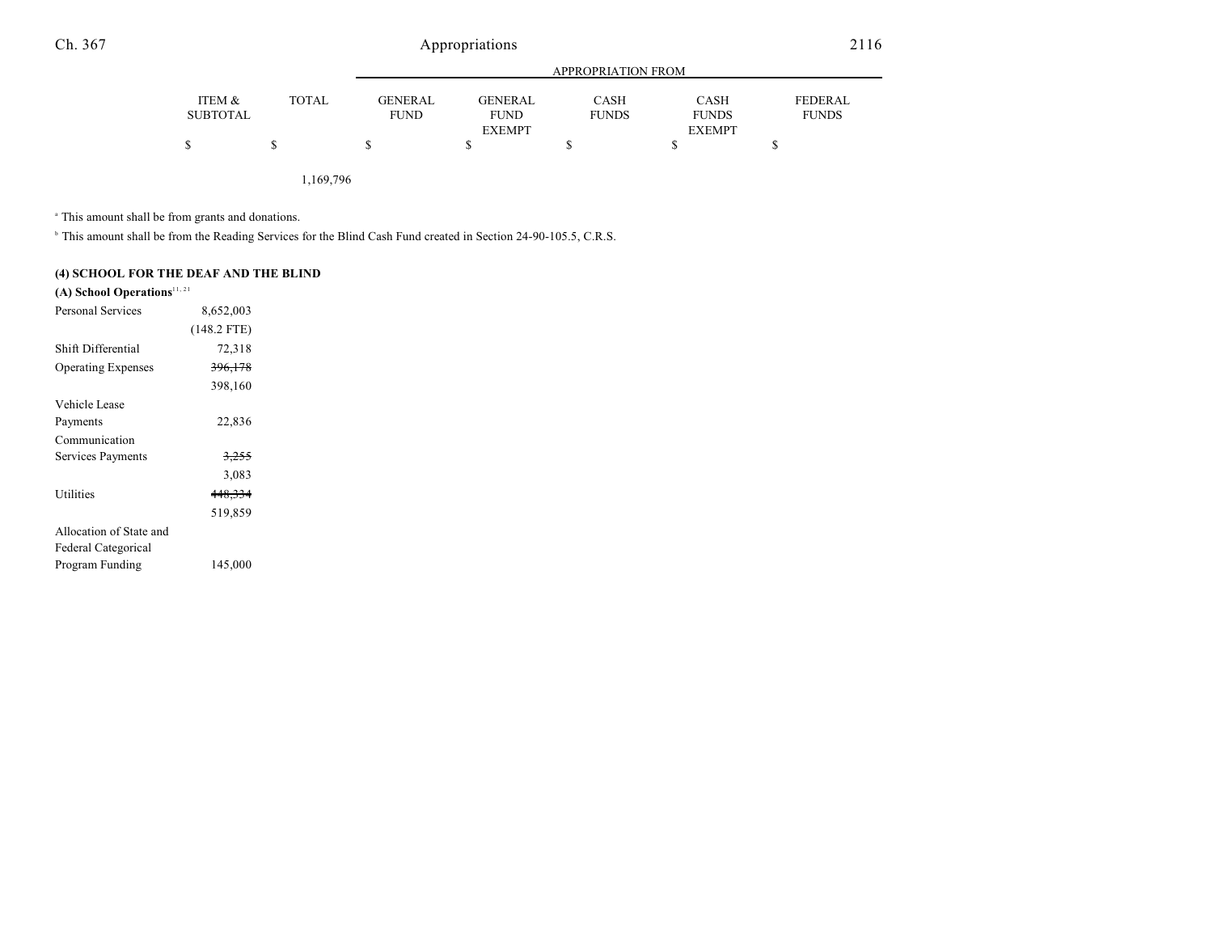| | ITEM & SUBTOTAL | TOTAL | GENERAL FUND | GENERAL FUND EXEMPT | CASH FUNDS | CASH FUNDS EXEMPT | FEDERAL FUNDS |
|---|---|---|---|---|---|---|---|
| | $ | $ | $ | $ | $ | $ | $ |
| | | 1,169,796 | | | | | |

[a] This amount shall be from grants and donations.

[b] This amount shall be from the Reading Services for the Blind Cash Fund created in Section 24-90-105.5, C.R.S.

**(4) SCHOOL FOR THE DEAF AND THE BLIND**

**(A) School Operations**[11, 21]

| | ITEM & SUBTOTAL | TOTAL | GENERAL FUND | GENERAL FUND EXEMPT | CASH FUNDS | CASH FUNDS EXEMPT | FEDERAL FUNDS |
|---|---|---|---|---|---|---|---|
| Personal Services | 8,652,003 | | | | | | |
| | (148.2 FTE) | | | | | | |
| Shift Differential | 72,318 | | | | | | |
| Operating Expenses | ~~396,178~~ | | | | | | |
| | 398,160 | | | | | | |
| Vehicle Lease Payments | 22,836 | | | | | | |
| Communication Services Payments | ~~3,255~~ | | | | | | |
| | 3,083 | | | | | | |
| Utilities | ~~448,334~~ | | | | | | |
| | 519,859 | | | | | | |
| Allocation of State and Federal Categorical Program Funding | 145,000 | | | | | | |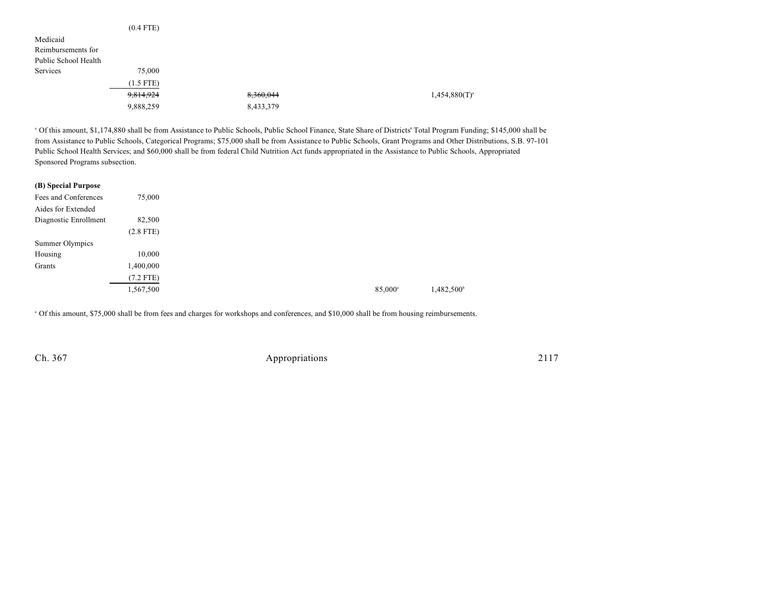| | | | | | |
|---|---|---|---|---|---|
| | (0.4 FTE) | | | | |
| Medicaid Reimbursements for Public School Health Services | 75,000 | | | | |
| | (1.5 FTE) | | | | |
| | ~~9,814,924~~ | ~~8,360,044~~ | | | 1,454,880(T)[a] |
| | 9,888,259 | 8,433,379 | | | |

[a] Of this amount, $1,174,880 shall be from Assistance to Public Schools, Public School Finance, State Share of Districts' Total Program Funding; $145,000 shall be from Assistance to Public Schools, Categorical Programs; $75,000 shall be from Assistance to Public Schools, Grant Programs and Other Distributions, S.B. 97-101 Public School Health Services; and $60,000 shall be from federal Child Nutrition Act funds appropriated in the Assistance to Public Schools, Appropriated Sponsored Programs subsection.

**(B) Special Purpose**

| | | | | | |
|---|---|---|---|---|---|
| Fees and Conferences | 75,000 | | | | |
| Aides for Extended Diagnostic Enrollment | 82,500 | | | | |
| | (2.8 FTE) | | | | |
| Summer Olympics Housing | 10,000 | | | | |
| Grants | 1,400,000 | | | | |
| | (7.2 FTE) | | | | |
| | 1,567,500 | | | 85,000[a] | 1,482,500[b] |

[a] Of this amount, $75,000 shall be from fees and charges for workshops and conferences, and $10,000 shall be from housing reimbursements.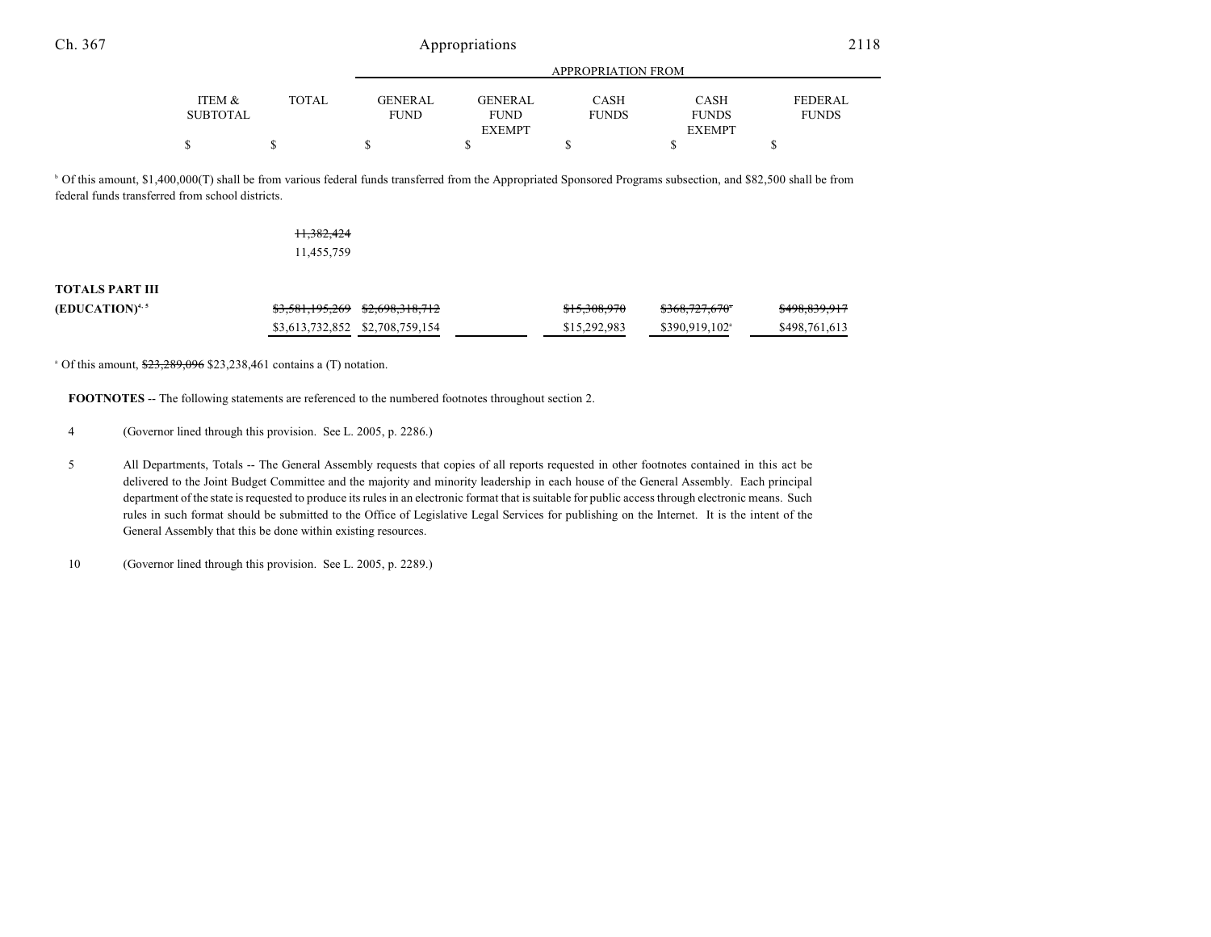| | ITEM & SUBTOTAL | TOTAL | APPROPRIATION FROM | | | | |
|---|---|---|---|---|---|---|---|
| | | | GENERAL FUND | GENERAL FUND EXEMPT | CASH FUNDS | CASH FUNDS EXEMPT | FEDERAL FUNDS |
| | $ | $ | $ | $ | $ | $ | $ |

[b] Of this amount, $1,400,000(T) shall be from various federal funds transferred from the Appropriated Sponsored Programs subsection, and $82,500 shall be from federal funds transferred from school districts.

| | ITEM & SUBTOTAL | TOTAL | GENERAL FUND | GENERAL FUND EXEMPT | CASH FUNDS | CASH FUNDS EXEMPT | FEDERAL FUNDS |
|---|---|---|---|---|---|---|---|
| | | ~~11,382,424~~ | | | | | |
| | | 11,455,759 | | | | | |
| **TOTALS PART III (EDUCATION)**[4, 5] | | ~~$3,581,195,269~~ | ~~$2,698,318,712~~ | | ~~$15,308,970~~ | ~~$368,727,670~~[a] | ~~$498,839,917~~ |
| | | $3,613,732,852 | $2,708,759,154 | | $15,292,983 | $390,919,102[a] | $498,761,613 |

[a] Of this amount, ~~$23,289,096~~ $23,238,461 contains a (T) notation.

**FOOTNOTES** -- The following statements are referenced to the numbered footnotes throughout section 2.

4 (Governor lined through this provision. See L. 2005, p. 2286.)

5 All Departments, Totals -- The General Assembly requests that copies of all reports requested in other footnotes contained in this act be delivered to the Joint Budget Committee and the majority and minority leadership in each house of the General Assembly. Each principal department of the state is requested to produce its rules in an electronic format that is suitable for public access through electronic means. Such rules in such format should be submitted to the Office of Legislative Legal Services for publishing on the Internet. It is the intent of the General Assembly that this be done within existing resources.

10 (Governor lined through this provision. See L. 2005, p. 2289.)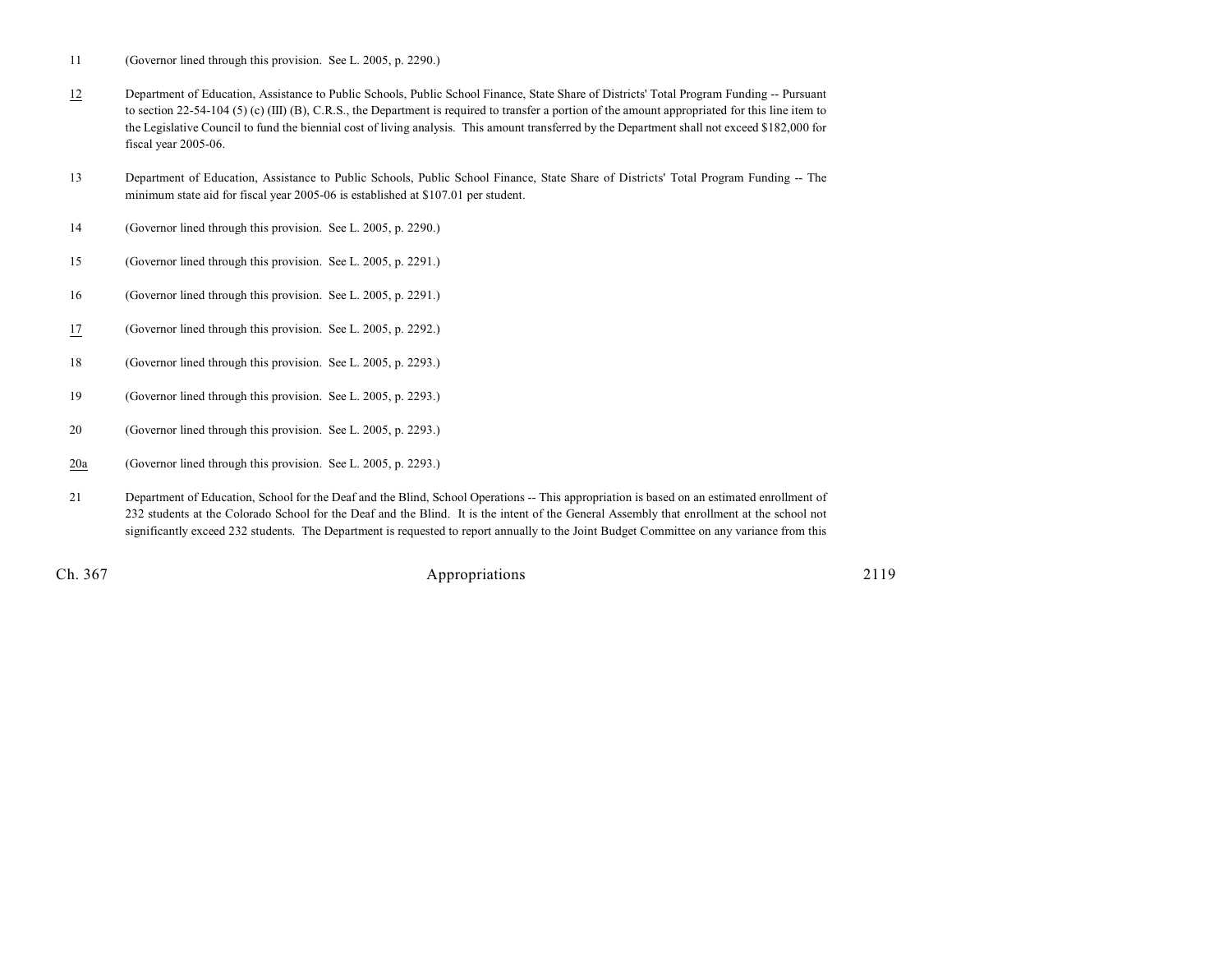11 (Governor lined through this provision. See L. 2005, p. 2290.)

12 Department of Education, Assistance to Public Schools, Public School Finance, State Share of Districts' Total Program Funding -- Pursuant to section 22-54-104 (5) (c) (III) (B), C.R.S., the Department is required to transfer a portion of the amount appropriated for this line item to the Legislative Council to fund the biennial cost of living analysis. This amount transferred by the Department shall not exceed $182,000 for fiscal year 2005-06.

13 Department of Education, Assistance to Public Schools, Public School Finance, State Share of Districts' Total Program Funding -- The minimum state aid for fiscal year 2005-06 is established at $107.01 per student.

14 (Governor lined through this provision. See L. 2005, p. 2290.)

15 (Governor lined through this provision. See L. 2005, p. 2291.)

16 (Governor lined through this provision. See L. 2005, p. 2291.)

17 (Governor lined through this provision. See L. 2005, p. 2292.)

18 (Governor lined through this provision. See L. 2005, p. 2293.)

19 (Governor lined through this provision. See L. 2005, p. 2293.)

20 (Governor lined through this provision. See L. 2005, p. 2293.)

20a (Governor lined through this provision. See L. 2005, p. 2293.)

21 Department of Education, School for the Deaf and the Blind, School Operations -- This appropriation is based on an estimated enrollment of 232 students at the Colorado School for the Deaf and the Blind. It is the intent of the General Assembly that enrollment at the school not significantly exceed 232 students. The Department is requested to report annually to the Joint Budget Committee on any variance from this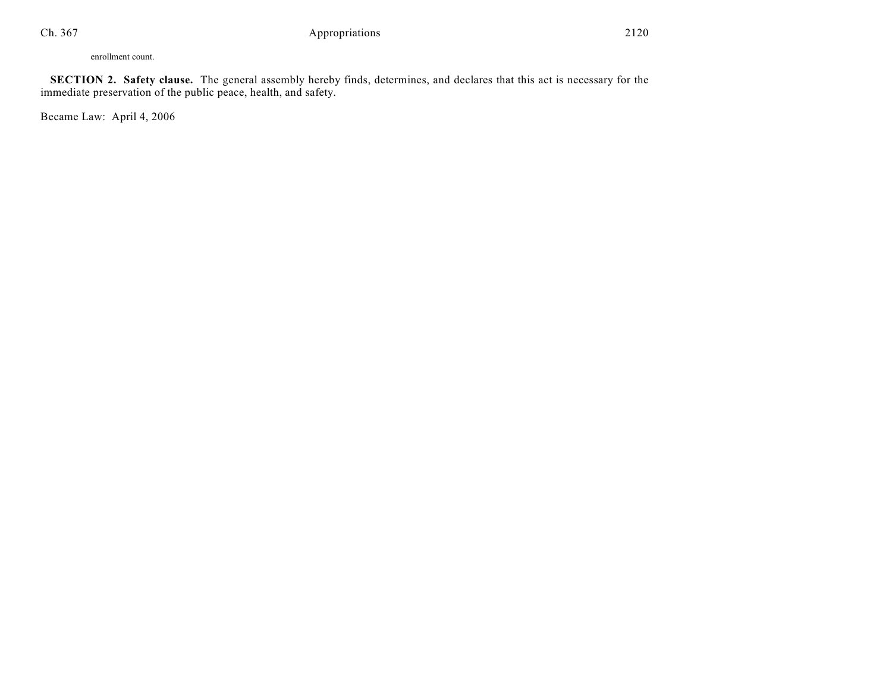enrollment count.

**SECTION 2. Safety clause.** The general assembly hereby finds, determines, and declares that this act is necessary for the immediate preservation of the public peace, health, and safety.

Became Law: April 4, 2006